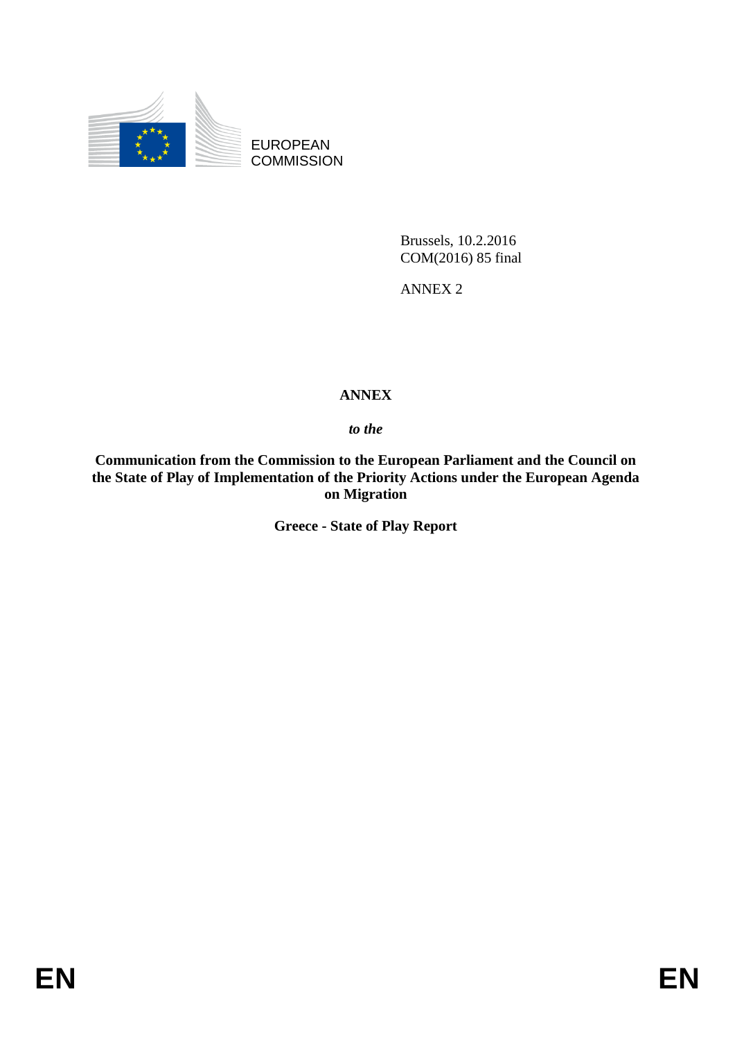EUROPEAN COMMISSION

Brussels, 10.2.2016
COM(2016) 85 final

ANNEX 2

# ANNEX

***to the***

**Communication from the Commission to the European Parliament and the Council on the State of Play of Implementation of the Priority Actions under the European Agenda on Migration**

**Greece - State of Play Report**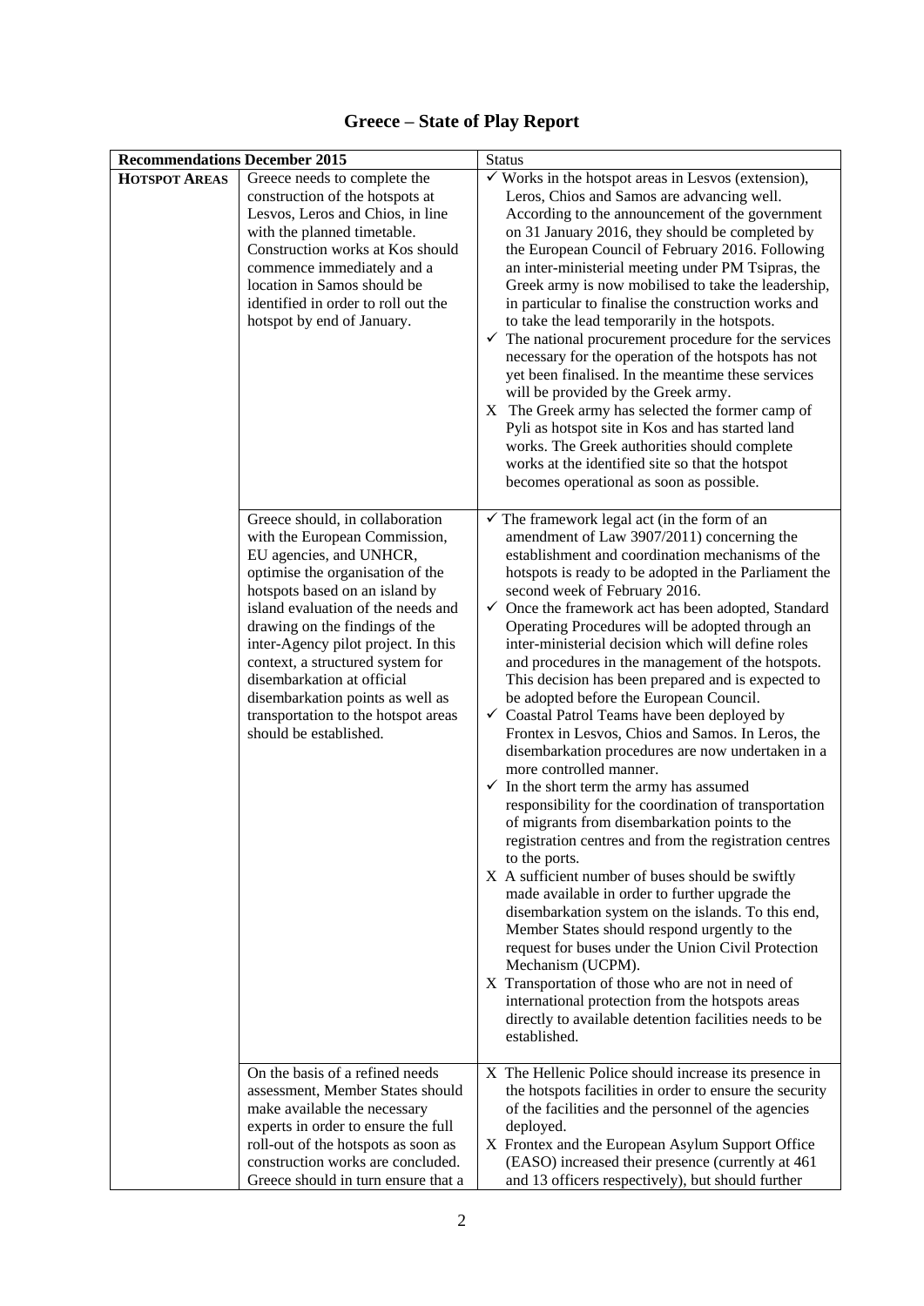# Greece – State of Play Report

| Recommendations December 2015 | | Status |
|---|---|---|
| **HOTSPOT AREAS** | Greece needs to complete the construction of the hotspots at Lesvos, Leros and Chios, in line with the planned timetable. Construction works at Kos should commence immediately and a location in Samos should be identified in order to roll out the hotspot by end of January. | ✓ Works in the hotspot areas in Lesvos (extension), Leros, Chios and Samos are advancing well. According to the announcement of the government on 31 January 2016, they should be completed by the European Council of February 2016. Following an inter-ministerial meeting under PM Tsipras, the Greek army is now mobilised to take the leadership, in particular to finalise the construction works and to take the lead temporarily in the hotspots.<br>✓ The national procurement procedure for the services necessary for the operation of the hotspots has not yet been finalised. In the meantime these services will be provided by the Greek army.<br>X The Greek army has selected the former camp of Pyli as hotspot site in Kos and has started land works. The Greek authorities should complete works at the identified site so that the hotspot becomes operational as soon as possible. |
| | Greece should, in collaboration with the European Commission, EU agencies, and UNHCR, optimise the organisation of the hotspots based on an island by island evaluation of the needs and drawing on the findings of the inter-Agency pilot project. In this context, a structured system for disembarkation at official disembarkation points as well as transportation to the hotspot areas should be established. | ✓ The framework legal act (in the form of an amendment of Law 3907/2011) concerning the establishment and coordination mechanisms of the hotspots is ready to be adopted in the Parliament the second week of February 2016.<br>✓ Once the framework act has been adopted, Standard Operating Procedures will be adopted through an inter-ministerial decision which will define roles and procedures in the management of the hotspots. This decision has been prepared and is expected to be adopted before the European Council.<br>✓ Coastal Patrol Teams have been deployed by Frontex in Lesvos, Chios and Samos. In Leros, the disembarkation procedures are now undertaken in a more controlled manner.<br>✓ In the short term the army has assumed responsibility for the coordination of transportation of migrants from disembarkation points to the registration centres and from the registration centres to the ports.<br>X A sufficient number of buses should be swiftly made available in order to further upgrade the disembarkation system on the islands. To this end, Member States should respond urgently to the request for buses under the Union Civil Protection Mechanism (UCPM).<br>X Transportation of those who are not in need of international protection from the hotspots areas directly to available detention facilities needs to be established. |
| | On the basis of a refined needs assessment, Member States should make available the necessary experts in order to ensure the full roll-out of the hotspots as soon as construction works are concluded. Greece should in turn ensure that a | X The Hellenic Police should increase its presence in the hotspots facilities in order to ensure the security of the facilities and the personnel of the agencies deployed.<br>X Frontex and the European Asylum Support Office (EASO) increased their presence (currently at 461 and 13 officers respectively), but should further |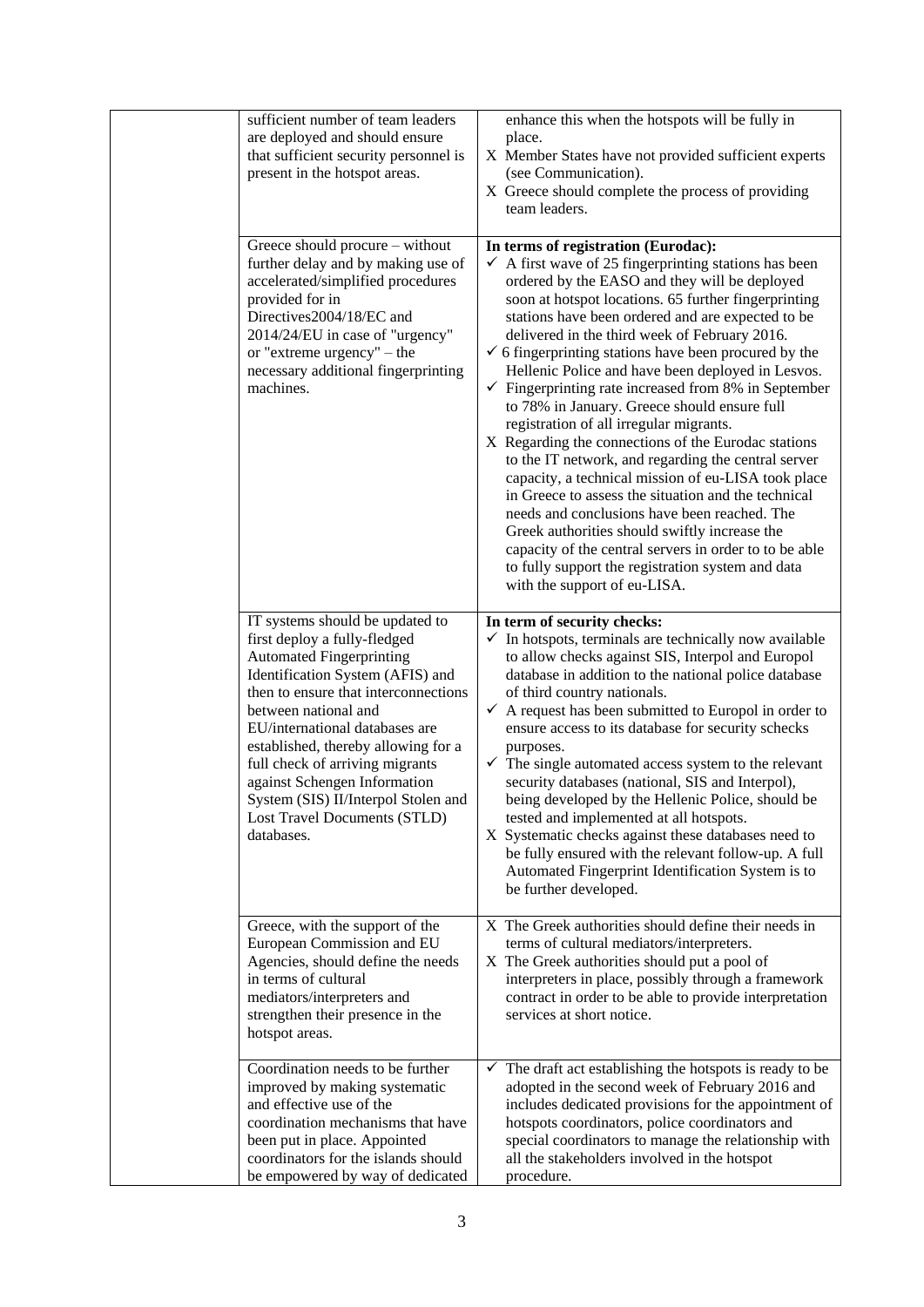| | | |
|---|---|---|
| | sufficient number of team leaders are deployed and should ensure that sufficient security personnel is present in the hotspot areas. | enhance this when the hotspots will be fully in place.<br>X Member States have not provided sufficient experts (see Communication).<br>X Greece should complete the process of providing team leaders. |
| | Greece should procure – without further delay and by making use of accelerated/simplified procedures provided for in Directives2004/18/EC and 2014/24/EU in case of "urgency" or "extreme urgency" – the necessary additional fingerprinting machines. | **In terms of registration (Eurodac):**<br>✓ A first wave of 25 fingerprinting stations has been ordered by the EASO and they will be deployed soon at hotspot locations. 65 further fingerprinting stations have been ordered and are expected to be delivered in the third week of February 2016.<br>✓ 6 fingerprinting stations have been procured by the Hellenic Police and have been deployed in Lesvos.<br>✓ Fingerprinting rate increased from 8% in September to 78% in January. Greece should ensure full registration of all irregular migrants.<br>X Regarding the connections of the Eurodac stations to the IT network, and regarding the central server capacity, a technical mission of eu-LISA took place in Greece to assess the situation and the technical needs and conclusions have been reached. The Greek authorities should swiftly increase the capacity of the central servers in order to to be able to fully support the registration system and data with the support of eu-LISA. |
| | IT systems should be updated to first deploy a fully-fledged Automated Fingerprinting Identification System (AFIS) and then to ensure that interconnections between national and EU/international databases are established, thereby allowing for a full check of arriving migrants against Schengen Information System (SIS) II/Interpol Stolen and Lost Travel Documents (STLD) databases. | **In term of security checks:**<br>✓ In hotspots, terminals are technically now available to allow checks against SIS, Interpol and Europol database in addition to the national police database of third country nationals.<br>✓ A request has been submitted to Europol in order to ensure access to its database for security schecks purposes.<br>✓ The single automated access system to the relevant security databases (national, SIS and Interpol), being developed by the Hellenic Police, should be tested and implemented at all hotspots.<br>X Systematic checks against these databases need to be fully ensured with the relevant follow-up. A full Automated Fingerprint Identification System is to be further developed. |
| | Greece, with the support of the European Commission and EU Agencies, should define the needs in terms of cultural mediators/interpreters and strengthen their presence in the hotspot areas. | X The Greek authorities should define their needs in terms of cultural mediators/interpreters.<br>X The Greek authorities should put a pool of interpreters in place, possibly through a framework contract in order to be able to provide interpretation services at short notice. |
| | Coordination needs to be further improved by making systematic and effective use of the coordination mechanisms that have been put in place. Appointed coordinators for the islands should be empowered by way of dedicated | ✓ The draft act establishing the hotspots is ready to be adopted in the second week of February 2016 and includes dedicated provisions for the appointment of hotspots coordinators, police coordinators and special coordinators to manage the relationship with all the stakeholders involved in the hotspot procedure. |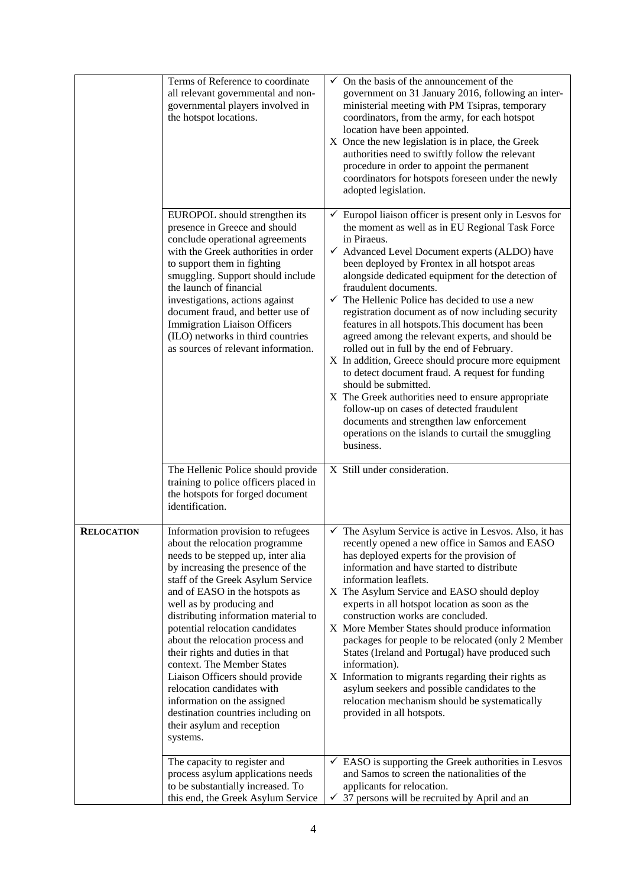| | | |
|---|---|---|
| | Terms of Reference to coordinate all relevant governmental and non-governmental players involved in the hotspot locations. | ✓ On the basis of the announcement of the government on 31 January 2016, following an inter-ministerial meeting with PM Tsipras, temporary coordinators, from the army, for each hotspot location have been appointed.<br>X Once the new legislation is in place, the Greek authorities need to swiftly follow the relevant procedure in order to appoint the permanent coordinators for hotspots foreseen under the newly adopted legislation. |
| | EUROPOL should strengthen its presence in Greece and should conclude operational agreements with the Greek authorities in order to support them in fighting smuggling. Support should include the launch of financial investigations, actions against document fraud, and better use of Immigration Liaison Officers (ILO) networks in third countries as sources of relevant information. | ✓ Europol liaison officer is present only in Lesvos for the moment as well as in EU Regional Task Force in Piraeus.<br>✓ Advanced Level Document experts (ALDO) have been deployed by Frontex in all hotspot areas alongside dedicated equipment for the detection of fraudulent documents.<br>✓ The Hellenic Police has decided to use a new registration document as of now including security features in all hotspots.This document has been agreed among the relevant experts, and should be rolled out in full by the end of February.<br>X In addition, Greece should procure more equipment to detect document fraud. A request for funding should be submitted.<br>X The Greek authorities need to ensure appropriate follow-up on cases of detected fraudulent documents and strengthen law enforcement operations on the islands to curtail the smuggling business. |
| | The Hellenic Police should provide training to police officers placed in the hotspots for forged document identification. | X Still under consideration. |
| **RELOCATION** | Information provision to refugees about the relocation programme needs to be stepped up, inter alia by increasing the presence of the staff of the Greek Asylum Service and of EASO in the hotspots as well as by producing and distributing information material to potential relocation candidates about the relocation process and their rights and duties in that context. The Member States Liaison Officers should provide relocation candidates with information on the assigned destination countries including on their asylum and reception systems. | ✓ The Asylum Service is active in Lesvos. Also, it has recently opened a new office in Samos and EASO has deployed experts for the provision of information and have started to distribute information leaflets.<br>X The Asylum Service and EASO should deploy experts in all hotspot location as soon as the construction works are concluded.<br>X More Member States should produce information packages for people to be relocated (only 2 Member States (Ireland and Portugal) have produced such information).<br>X Information to migrants regarding their rights as asylum seekers and possible candidates to the relocation mechanism should be systematically provided in all hotspots. |
| | The capacity to register and process asylum applications needs to be substantially increased. To this end, the Greek Asylum Service | ✓ EASO is supporting the Greek authorities in Lesvos and Samos to screen the nationalities of the applicants for relocation.<br>✓ 37 persons will be recruited by April and an |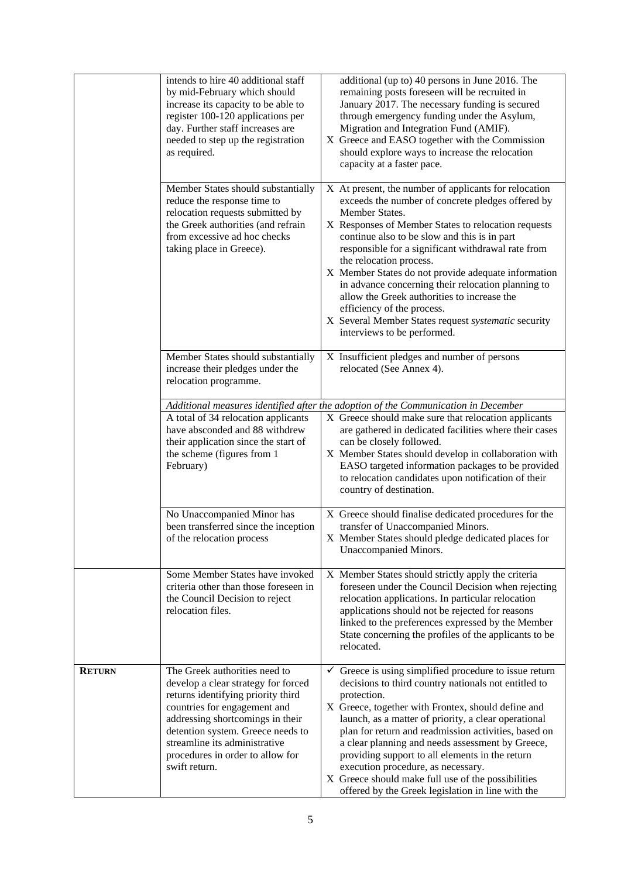| | | |
|---|---|---|
| | intends to hire 40 additional staff by mid-February which should increase its capacity to be able to register 100-120 applications per day. Further staff increases are needed to step up the registration as required. | additional (up to) 40 persons in June 2016. The remaining posts foreseen will be recruited in January 2017. The necessary funding is secured through emergency funding under the Asylum, Migration and Integration Fund (AMIF).<br>X Greece and EASO together with the Commission should explore ways to increase the relocation capacity at a faster pace. |
| | Member States should substantially reduce the response time to relocation requests submitted by the Greek authorities (and refrain from excessive ad hoc checks taking place in Greece). | X At present, the number of applicants for relocation exceeds the number of concrete pledges offered by Member States.<br>X Responses of Member States to relocation requests continue also to be slow and this is in part responsible for a significant withdrawal rate from the relocation process.<br>X Member States do not provide adequate information in advance concerning their relocation planning to allow the Greek authorities to increase the efficiency of the process.<br>X Several Member States request *systematic* security interviews to be performed. |
| | Member States should substantially increase their pledges under the relocation programme. | X Insufficient pledges and number of persons relocated (See Annex 4). |
| | *Additional measures identified after the adoption of the Communication in December* | |
| | A total of 34 relocation applicants have absconded and 88 withdrew their application since the start of the scheme (figures from 1 February) | X Greece should make sure that relocation applicants are gathered in dedicated facilities where their cases can be closely followed.<br>X Member States should develop in collaboration with EASO targeted information packages to be provided to relocation candidates upon notification of their country of destination. |
| | No Unaccompanied Minor has been transferred since the inception of the relocation process | X Greece should finalise dedicated procedures for the transfer of Unaccompanied Minors.<br>X Member States should pledge dedicated places for Unaccompanied Minors. |
| | Some Member States have invoked criteria other than those foreseen in the Council Decision to reject relocation files. | X Member States should strictly apply the criteria foreseen under the Council Decision when rejecting relocation applications. In particular relocation applications should not be rejected for reasons linked to the preferences expressed by the Member State concerning the profiles of the applicants to be relocated. |
| **RETURN** | The Greek authorities need to develop a clear strategy for forced returns identifying priority third countries for engagement and addressing shortcomings in their detention system. Greece needs to streamline its administrative procedures in order to allow for swift return. | ✓ Greece is using simplified procedure to issue return decisions to third country nationals not entitled to protection.<br>X Greece, together with Frontex, should define and launch, as a matter of priority, a clear operational plan for return and readmission activities, based on a clear planning and needs assessment by Greece, providing support to all elements in the return execution procedure, as necessary.<br>X Greece should make full use of the possibilities offered by the Greek legislation in line with the |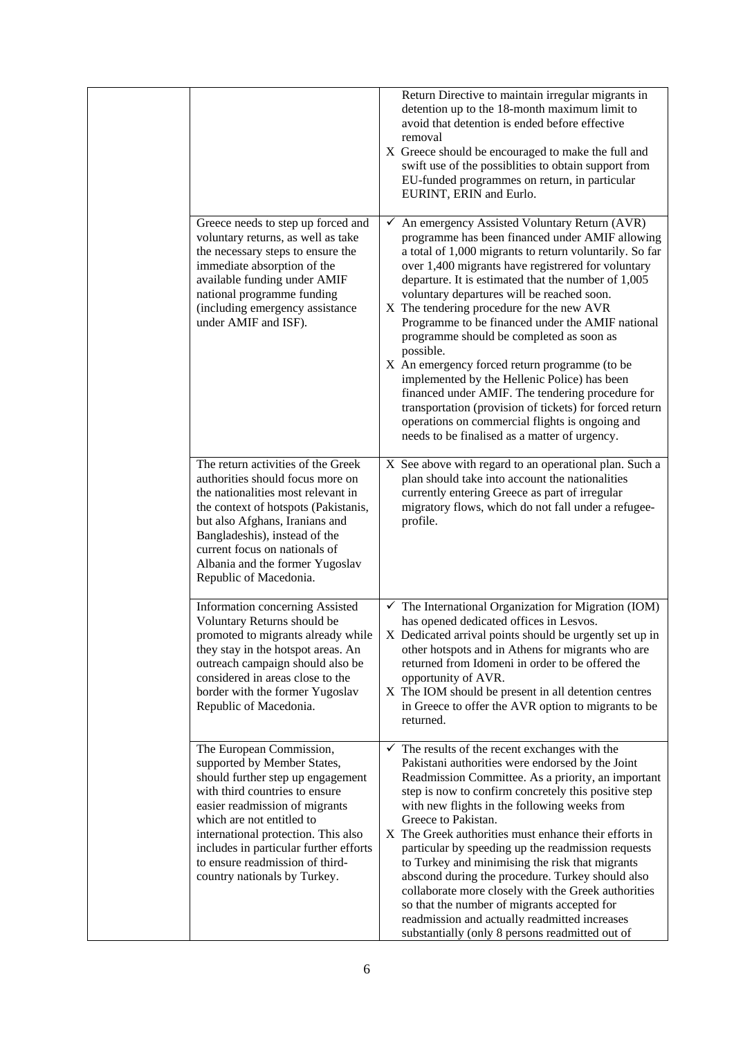|  |  |  |
|---|---|---|
|  |  | Return Directive to maintain irregular migrants in detention up to the 18-month maximum limit to avoid that detention is ended before effective removal<br>X Greece should be encouraged to make the full and swift use of the possiblities to obtain support from EU-funded programmes on return, in particular EURINT, ERIN and Eurlo. |
|  | Greece needs to step up forced and voluntary returns, as well as take the necessary steps to ensure the immediate absorption of the available funding under AMIF national programme funding (including emergency assistance under AMIF and ISF). | ✓ An emergency Assisted Voluntary Return (AVR) programme has been financed under AMIF allowing a total of 1,000 migrants to return voluntarily. So far over 1,400 migrants have registrered for voluntary departure. It is estimated that the number of 1,005 voluntary departures will be reached soon.<br>X The tendering procedure for the new AVR Programme to be financed under the AMIF national programme should be completed as soon as possible.<br>X An emergency forced return programme (to be implemented by the Hellenic Police) has been financed under AMIF. The tendering procedure for transportation (provision of tickets) for forced return operations on commercial flights is ongoing and needs to be finalised as a matter of urgency. |
|  | The return activities of the Greek authorities should focus more on the nationalities most relevant in the context of hotspots (Pakistanis, but also Afghans, Iranians and Bangladeshis), instead of the current focus on nationals of Albania and the former Yugoslav Republic of Macedonia. | X See above with regard to an operational plan. Such a plan should take into account the nationalities currently entering Greece as part of irregular migratory flows, which do not fall under a refugee-profile. |
|  | Information concerning Assisted Voluntary Returns should be promoted to migrants already while they stay in the hotspot areas. An outreach campaign should also be considered in areas close to the border with the former Yugoslav Republic of Macedonia. | ✓ The International Organization for Migration (IOM) has opened dedicated offices in Lesvos.<br>X Dedicated arrival points should be urgently set up in other hotspots and in Athens for migrants who are returned from Idomeni in order to be offered the opportunity of AVR.<br>X The IOM should be present in all detention centres in Greece to offer the AVR option to migrants to be returned. |
|  | The European Commission, supported by Member States, should further step up engagement with third countries to ensure easier readmission of migrants which are not entitled to international protection. This also includes in particular further efforts to ensure readmission of third-country nationals by Turkey. | ✓ The results of the recent exchanges with the Pakistani authorities were endorsed by the Joint Readmission Committee. As a priority, an important step is now to confirm concretely this positive step with new flights in the following weeks from Greece to Pakistan.<br>X The Greek authorities must enhance their efforts in particular by speeding up the readmission requests to Turkey and minimising the risk that migrants abscond during the procedure. Turkey should also collaborate more closely with the Greek authorities so that the number of migrants accepted for readmission and actually readmitted increases substantially (only 8 persons readmitted out of |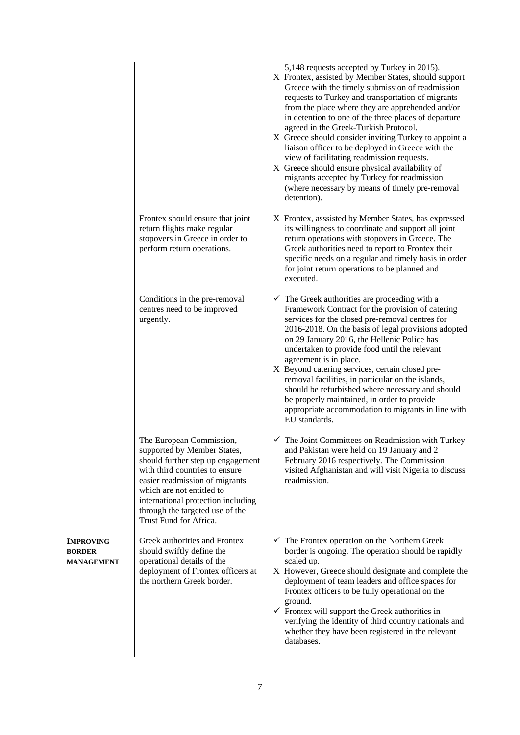| | | |
|---|---|---|
| | | 5,148 requests accepted by Turkey in 2015).<br>X Frontex, assisted by Member States, should support Greece with the timely submission of readmission requests to Turkey and transportation of migrants from the place where they are apprehended and/or in detention to one of the three places of departure agreed in the Greek-Turkish Protocol.<br>X Greece should consider inviting Turkey to appoint a liaison officer to be deployed in Greece with the view of facilitating readmission requests.<br>X Greece should ensure physical availability of migrants accepted by Turkey for readmission (where necessary by means of timely pre-removal detention). |
| | Frontex should ensure that joint return flights make regular stopovers in Greece in order to perform return operations. | X Frontex, asssisted by Member States, has expressed its willingness to coordinate and support all joint return operations with stopovers in Greece. The Greek authorities need to report to Frontex their specific needs on a regular and timely basis in order for joint return operations to be planned and executed. |
| | Conditions in the pre-removal centres need to be improved urgently. | ✓ The Greek authorities are proceeding with a Framework Contract for the provision of catering services for the closed pre-removal centres for 2016-2018. On the basis of legal provisions adopted on 29 January 2016, the Hellenic Police has undertaken to provide food until the relevant agreement is in place.<br>X Beyond catering services, certain closed pre-removal facilities, in particular on the islands, should be refurbished where necessary and should be properly maintained, in order to provide appropriate accommodation to migrants in line with EU standards. |
| | The European Commission, supported by Member States, should further step up engagement with third countries to ensure easier readmission of migrants which are not entitled to international protection including through the targeted use of the Trust Fund for Africa. | ✓ The Joint Committees on Readmission with Turkey and Pakistan were held on 19 January and 2 February 2016 respectively. The Commission visited Afghanistan and will visit Nigeria to discuss readmission. |
| **IMPROVING BORDER MANAGEMENT** | Greek authorities and Frontex should swiftly define the operational details of the deployment of Frontex officers at the northern Greek border. | ✓ The Frontex operation on the Northern Greek border is ongoing. The operation should be rapidly scaled up.<br>X However, Greece should designate and complete the deployment of team leaders and office spaces for Frontex officers to be fully operational on the ground.<br>✓ Frontex will support the Greek authorities in verifying the identity of third country nationals and whether they have been registered in the relevant databases. |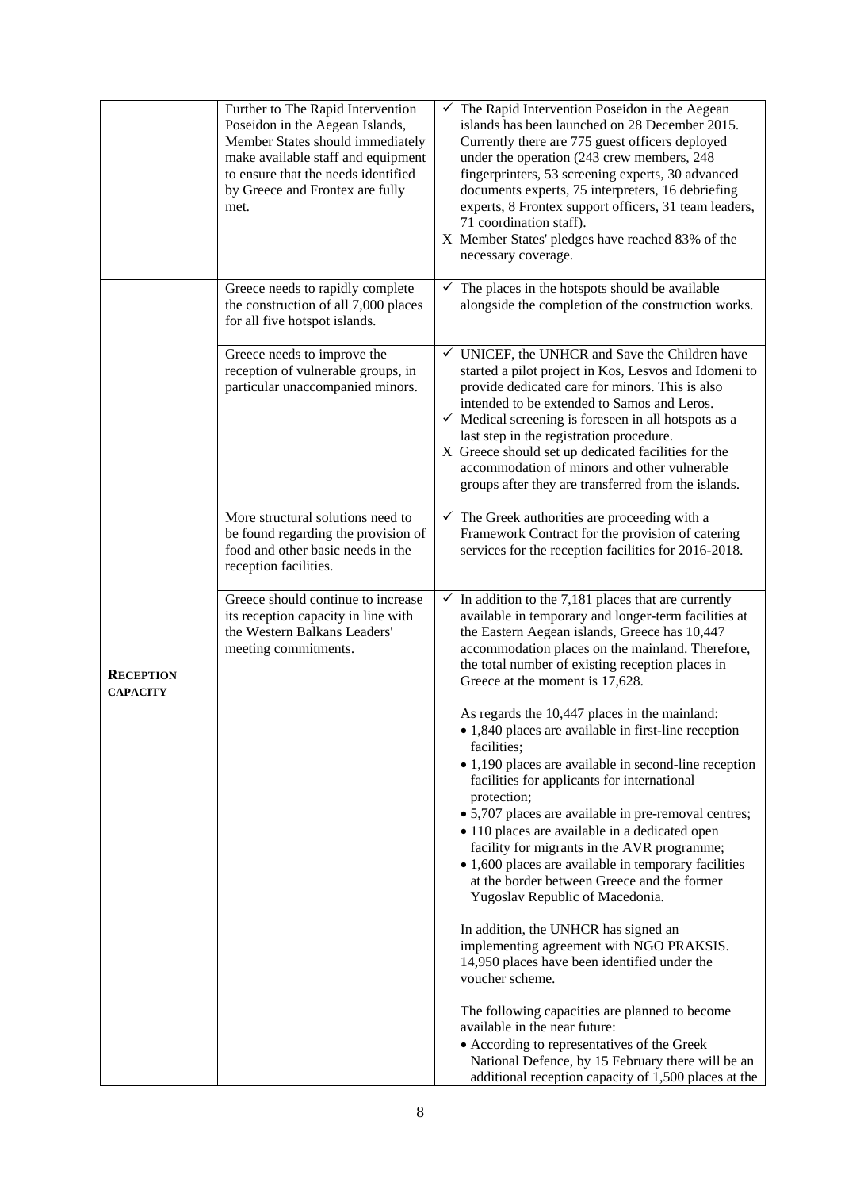| | | |
|---|---|---|
| | Further to The Rapid Intervention Poseidon in the Aegean Islands, Member States should immediately make available staff and equipment to ensure that the needs identified by Greece and Frontex are fully met. | ✓ The Rapid Intervention Poseidon in the Aegean islands has been launched on 28 December 2015. Currently there are 775 guest officers deployed under the operation (243 crew members, 248 fingerprinters, 53 screening experts, 30 advanced documents experts, 75 interpreters, 16 debriefing experts, 8 Frontex support officers, 31 team leaders, 71 coordination staff).<br>X Member States' pledges have reached 83% of the necessary coverage. |
| **RECEPTION CAPACITY** | Greece needs to rapidly complete the construction of all 7,000 places for all five hotspot islands. | ✓ The places in the hotspots should be available alongside the completion of the construction works. |
| | Greece needs to improve the reception of vulnerable groups, in particular unaccompanied minors. | ✓ UNICEF, the UNHCR and Save the Children have started a pilot project in Kos, Lesvos and Idomeni to provide dedicated care for minors. This is also intended to be extended to Samos and Leros.<br>✓ Medical screening is foreseen in all hotspots as a last step in the registration procedure.<br>X Greece should set up dedicated facilities for the accommodation of minors and other vulnerable groups after they are transferred from the islands. |
| | More structural solutions need to be found regarding the provision of food and other basic needs in the reception facilities. | ✓ The Greek authorities are proceeding with a Framework Contract for the provision of catering services for the reception facilities for 2016-2018. |
| | Greece should continue to increase its reception capacity in line with the Western Balkans Leaders' meeting commitments. | ✓ In addition to the 7,181 places that are currently available in temporary and longer-term facilities at the Eastern Aegean islands, Greece has 10,447 accommodation places on the mainland. Therefore, the total number of existing reception places in Greece at the moment is 17,628.<br><br>As regards the 10,447 places in the mainland:<br>• 1,840 places are available in first-line reception facilities;<br>• 1,190 places are available in second-line reception facilities for applicants for international protection;<br>• 5,707 places are available in pre-removal centres;<br>• 110 places are available in a dedicated open facility for migrants in the AVR programme;<br>• 1,600 places are available in temporary facilities at the border between Greece and the former Yugoslav Republic of Macedonia.<br><br>In addition, the UNHCR has signed an implementing agreement with NGO PRAKSIS. 14,950 places have been identified under the voucher scheme.<br><br>The following capacities are planned to become available in the near future:<br>• According to representatives of the Greek National Defence, by 15 February there will be an additional reception capacity of 1,500 places at the |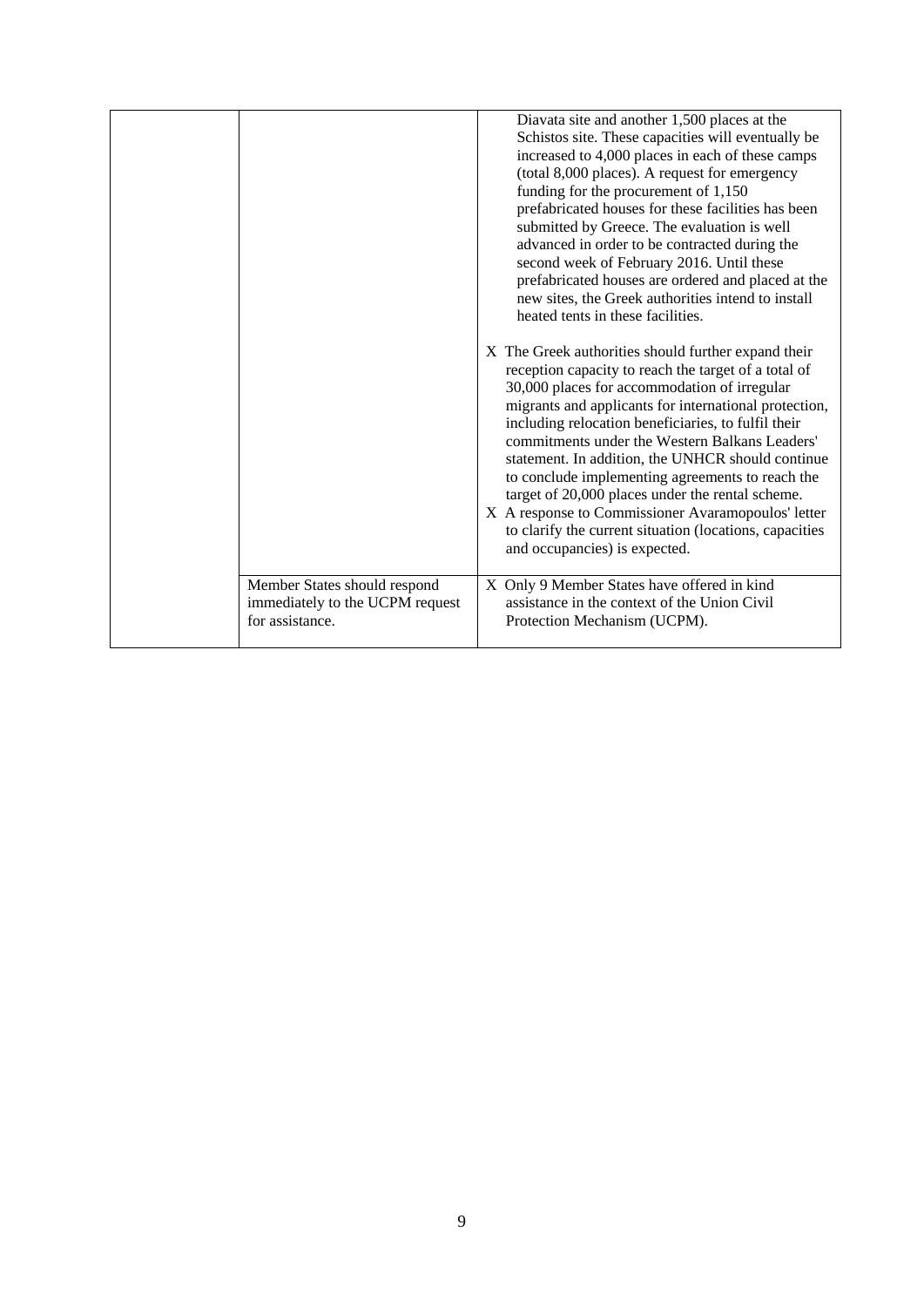| | | |
|---|---|---|
| | | Diavata site and another 1,500 places at the Schistos site. These capacities will eventually be increased to 4,000 places in each of these camps (total 8,000 places). A request for emergency funding for the procurement of 1,150 prefabricated houses for these facilities has been submitted by Greece. The evaluation is well advanced in order to be contracted during the second week of February 2016. Until these prefabricated houses are ordered and placed at the new sites, the Greek authorities intend to install heated tents in these facilities.<br><br>X The Greek authorities should further expand their reception capacity to reach the target of a total of 30,000 places for accommodation of irregular migrants and applicants for international protection, including relocation beneficiaries, to fulfil their commitments under the Western Balkans Leaders' statement. In addition, the UNHCR should continue to conclude implementing agreements to reach the target of 20,000 places under the rental scheme.<br>X A response to Commissioner Avaramopoulos' letter to clarify the current situation (locations, capacities and occupancies) is expected. |
| | Member States should respond immediately to the UCPM request for assistance. | X Only 9 Member States have offered in kind assistance in the context of the Union Civil Protection Mechanism (UCPM). |